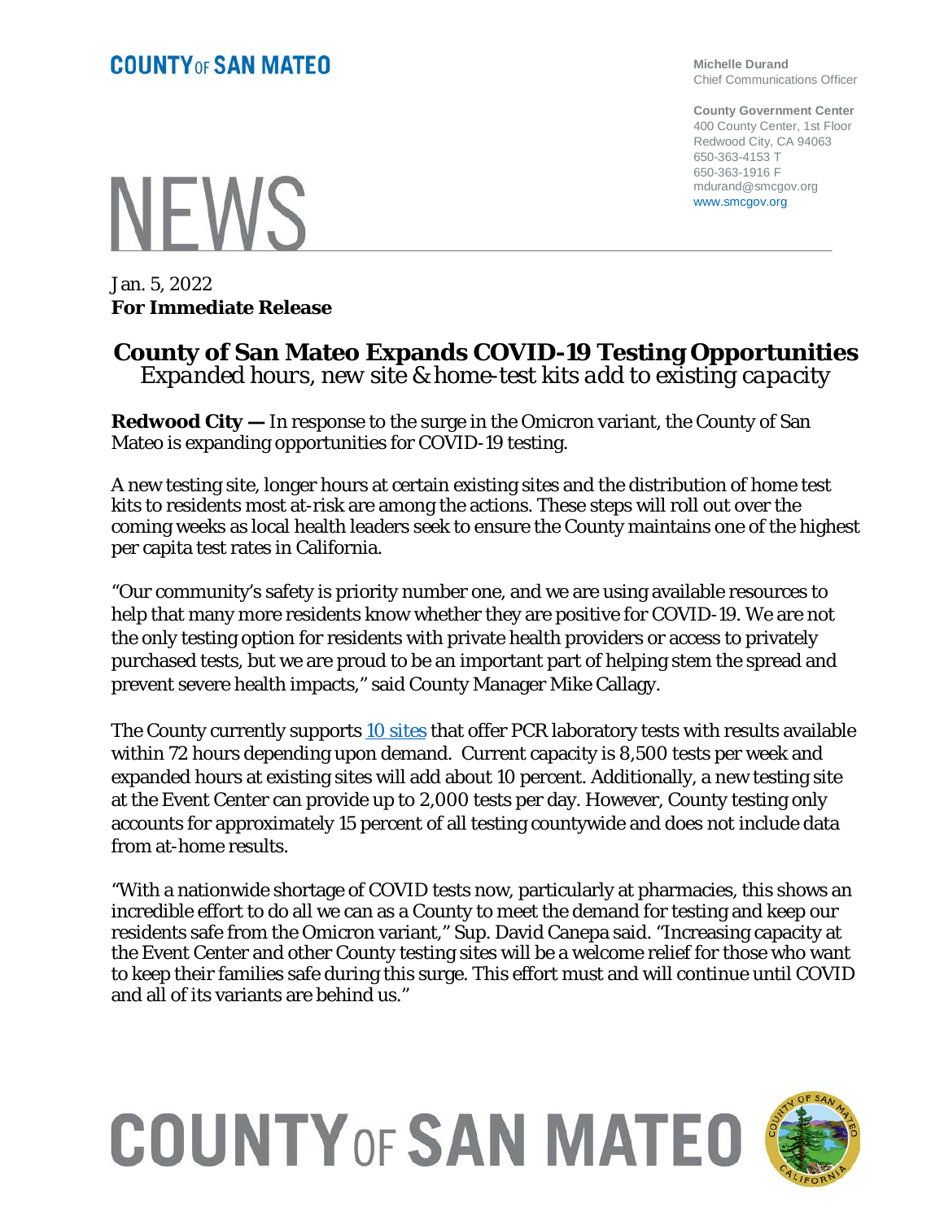# COUNTY OF SAN MATEO

**Michelle Durand**
Chief Communications Officer

**County Government Center**
400 County Center, 1st Floor
Redwood City, CA 94063
650-363-4153 T
650-363-1916 F
mdurand@smcgov.org
www.smcgov.org

# NEWS

Jan. 5, 2022
**For Immediate Release**

## County of San Mateo Expands COVID-19 Testing Opportunities

*Expanded hours, new site & home-test kits add to existing capacity*

**Redwood City —** In response to the surge in the Omicron variant, the County of San Mateo is expanding opportunities for COVID-19 testing.

A new testing site, longer hours at certain existing sites and the distribution of home test kits to residents most at-risk are among the actions. These steps will roll out over the coming weeks as local health leaders seek to ensure the County maintains one of the highest per capita test rates in California.

"Our community's safety is priority number one, and we are using available resources to help that many more residents know whether they are positive for COVID-19. We are not the only testing option for residents with private health providers or access to privately purchased tests, but we are proud to be an important part of helping stem the spread and prevent severe health impacts," said County Manager Mike Callagy.

The County currently supports 10 sites that offer PCR laboratory tests with results available within 72 hours depending upon demand. Current capacity is 8,500 tests per week and expanded hours at existing sites will add about 10 percent. Additionally, a new testing site at the Event Center can provide up to 2,000 tests per day. However, County testing only accounts for approximately 15 percent of all testing countywide and does not include data from at-home results.

"With a nationwide shortage of COVID tests now, particularly at pharmacies, this shows an incredible effort to do all we can as a County to meet the demand for testing and keep our residents safe from the Omicron variant," Sup. David Canepa said. "Increasing capacity at the Event Center and other County testing sites will be a welcome relief for those who want to keep their families safe during this surge. This effort must and will continue until COVID and all of its variants are behind us."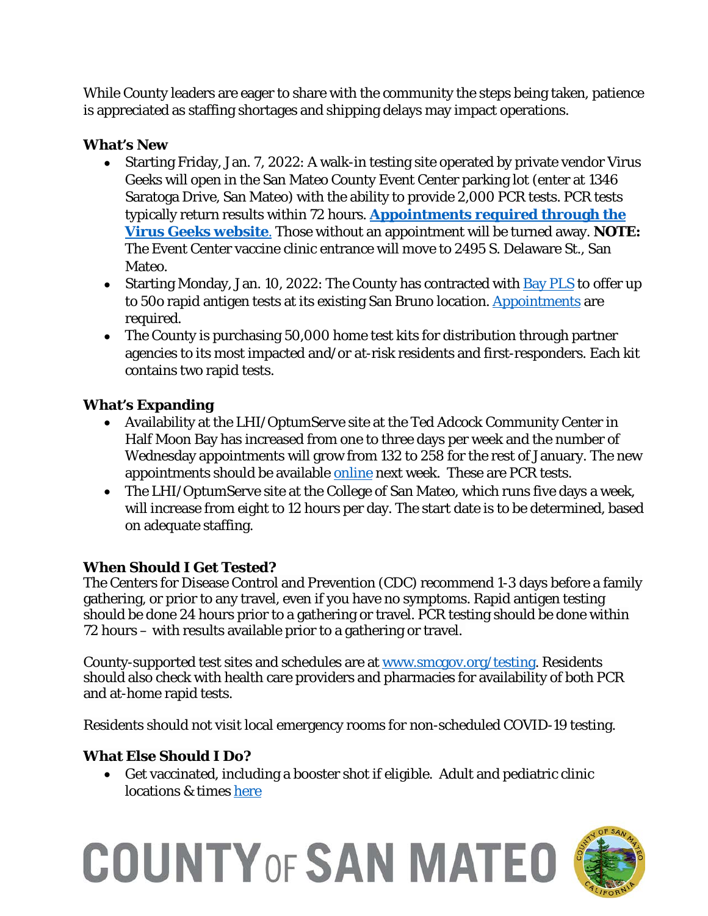While County leaders are eager to share with the community the steps being taken, patience is appreciated as staffing shortages and shipping delays may impact operations.

**What's New**

- Starting Friday, Jan. 7, 2022: A walk-in testing site operated by private vendor Virus Geeks will open in the San Mateo County Event Center parking lot (enter at 1346 Saratoga Drive, San Mateo) with the ability to provide 2,000 PCR tests. PCR tests typically return results within 72 hours. **Appointments required through the Virus Geeks website.** Those without an appointment will be turned away. **NOTE:** The Event Center vaccine clinic entrance will move to 2495 S. Delaware St., San Mateo.
- Starting Monday, Jan. 10, 2022: The County has contracted with Bay PLS to offer up to 50o rapid antigen tests at its existing San Bruno location. Appointments are required.
- The County is purchasing 50,000 home test kits for distribution through partner agencies to its most impacted and/or at-risk residents and first-responders. Each kit contains two rapid tests.

**What's Expanding**

- Availability at the LHI/OptumServe site at the Ted Adcock Community Center in Half Moon Bay has increased from one to three days per week and the number of Wednesday appointments will grow from 132 to 258 for the rest of January. The new appointments should be available online next week. These are PCR tests.
- The LHI/OptumServe site at the College of San Mateo, which runs five days a week, will increase from eight to 12 hours per day. The start date is to be determined, based on adequate staffing.

**When Should I Get Tested?**

The Centers for Disease Control and Prevention (CDC) recommend 1-3 days before a family gathering, or prior to any travel, even if you have no symptoms. Rapid antigen testing should be done 24 hours prior to a gathering or travel. PCR testing should be done within 72 hours – with results available prior to a gathering or travel.

County-supported test sites and schedules are at www.smcgov.org/testing. Residents should also check with health care providers and pharmacies for availability of both PCR and at-home rapid tests.

Residents should not visit local emergency rooms for non-scheduled COVID-19 testing.

**What Else Should I Do?**

- Get vaccinated, including a booster shot if eligible. Adult and pediatric clinic locations & times here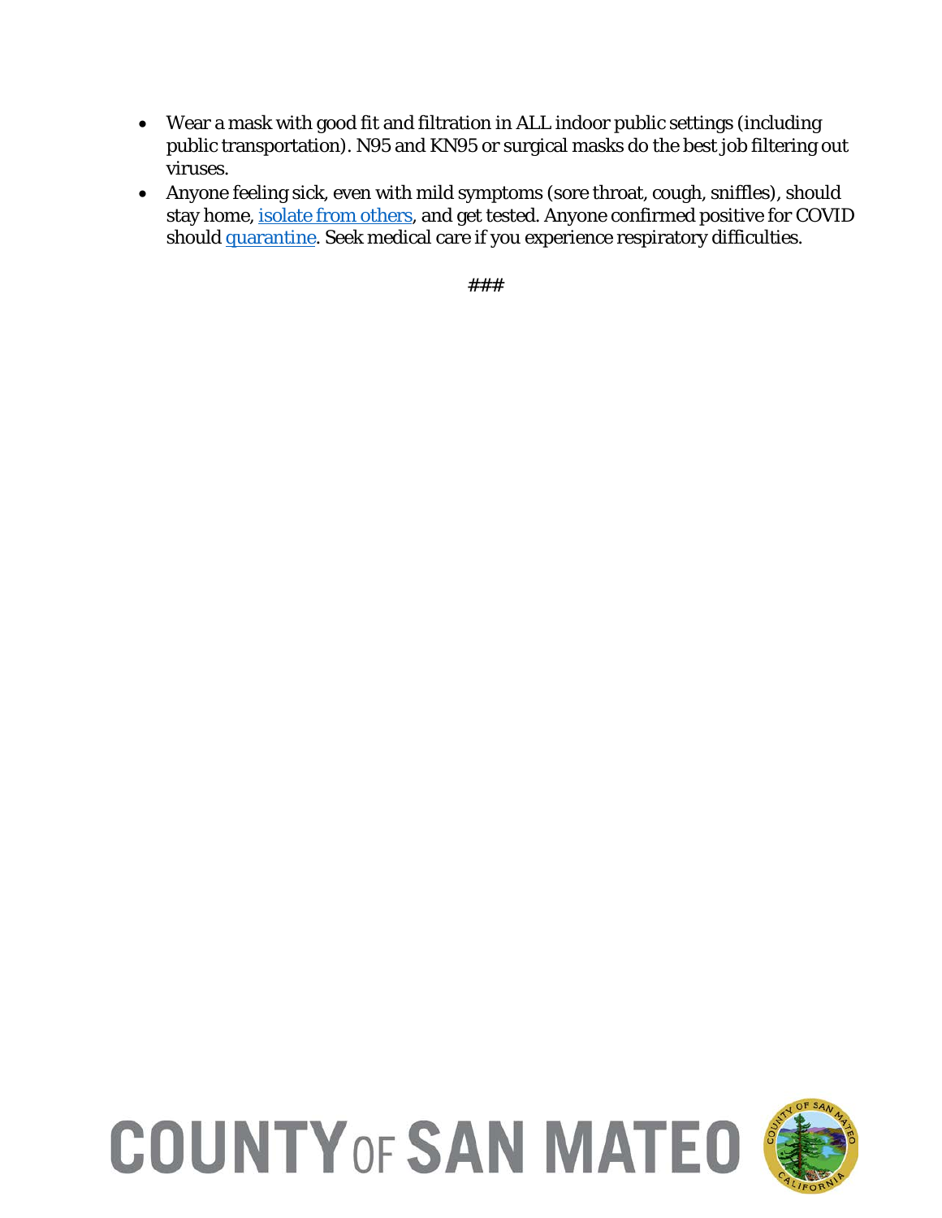- Wear a mask with good fit and filtration in ALL indoor public settings (including public transportation). N95 and KN95 or surgical masks do the best job filtering out viruses.
- Anyone feeling sick, even with mild symptoms (sore throat, cough, sniffles), should stay home, isolate from others, and get tested. Anyone confirmed positive for COVID should quarantine. Seek medical care if you experience respiratory difficulties.

###

COUNTY OF SAN MATEO